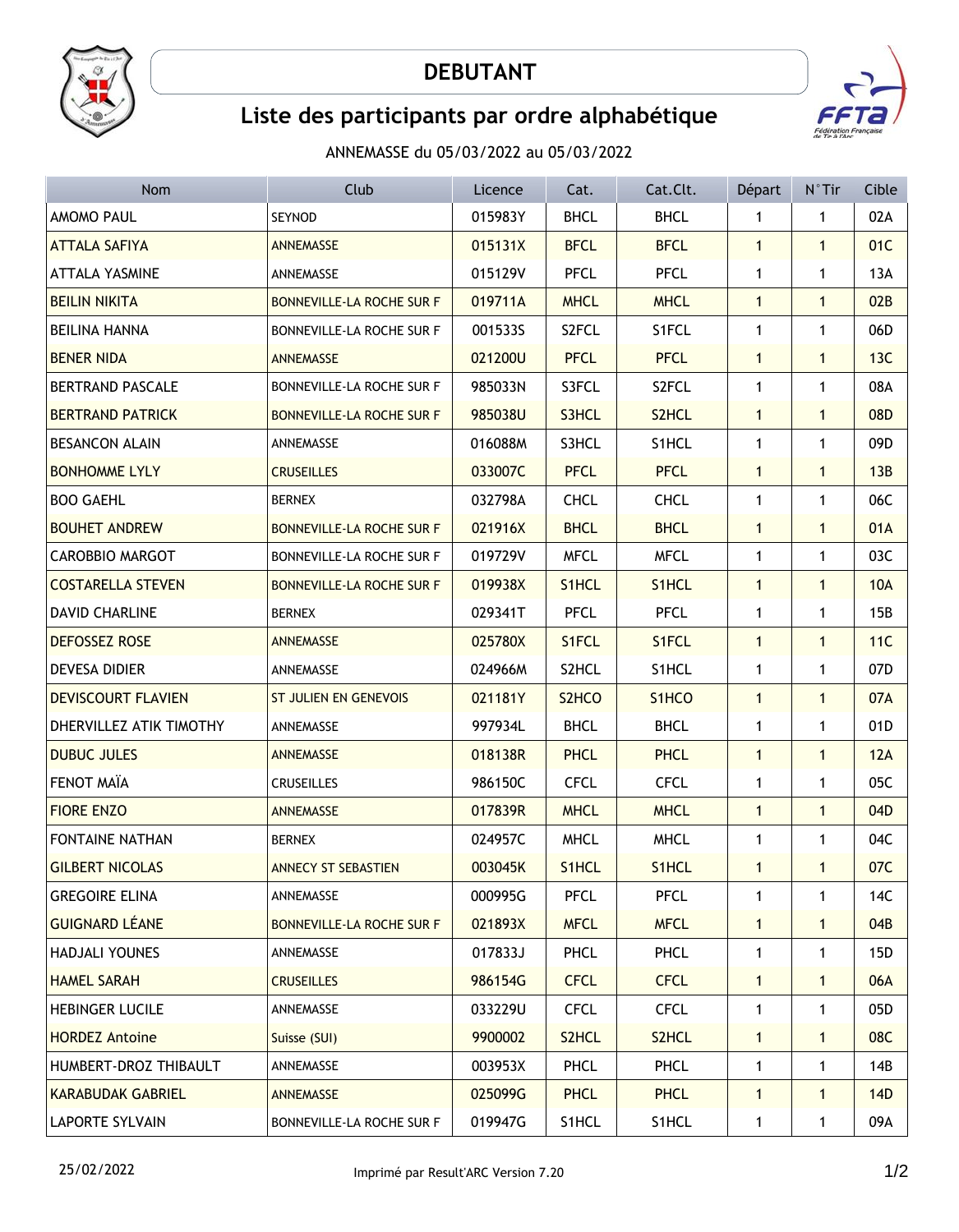# DEBUTANT

## Liste des participants par ordre alphabétique

ANNEMASSE du 05/03/2022 au 05/03/2022

| Nom | Club | Licence | Cat. | Cat.Clt. | Départ | N°Tir | Cible |
|---|---|---|---|---|---|---|---|
| AMOMO PAUL | SEYNOD | 015983Y | BHCL | BHCL | 1 | 1 | 02A |
| ATTALA SAFIYA | ANNEMASSE | 015131X | BFCL | BFCL | 1 | 1 | 01C |
| ATTALA YASMINE | ANNEMASSE | 015129V | PFCL | PFCL | 1 | 1 | 13A |
| BEILIN NIKITA | BONNEVILLE-LA ROCHE SUR F | 019711A | MHCL | MHCL | 1 | 1 | 02B |
| BEILINA HANNA | BONNEVILLE-LA ROCHE SUR F | 001533S | S2FCL | S1FCL | 1 | 1 | 06D |
| BENER NIDA | ANNEMASSE | 021200U | PFCL | PFCL | 1 | 1 | 13C |
| BERTRAND PASCALE | BONNEVILLE-LA ROCHE SUR F | 985033N | S3FCL | S2FCL | 1 | 1 | 08A |
| BERTRAND PATRICK | BONNEVILLE-LA ROCHE SUR F | 985038U | S3HCL | S2HCL | 1 | 1 | 08D |
| BESANCON ALAIN | ANNEMASSE | 016088M | S3HCL | S1HCL | 1 | 1 | 09D |
| BONHOMME LYLY | CRUSEILLES | 033007C | PFCL | PFCL | 1 | 1 | 13B |
| BOO GAEHL | BERNEX | 032798A | CHCL | CHCL | 1 | 1 | 06C |
| BOUHET ANDREW | BONNEVILLE-LA ROCHE SUR F | 021916X | BHCL | BHCL | 1 | 1 | 01A |
| CAROBBIO MARGOT | BONNEVILLE-LA ROCHE SUR F | 019729V | MFCL | MFCL | 1 | 1 | 03C |
| COSTARELLA STEVEN | BONNEVILLE-LA ROCHE SUR F | 019938X | S1HCL | S1HCL | 1 | 1 | 10A |
| DAVID CHARLINE | BERNEX | 029341T | PFCL | PFCL | 1 | 1 | 15B |
| DEFOSSEZ ROSE | ANNEMASSE | 025780X | S1FCL | S1FCL | 1 | 1 | 11C |
| DEVESA DIDIER | ANNEMASSE | 024966M | S2HCL | S1HCL | 1 | 1 | 07D |
| DEVISCOURT FLAVIEN | ST JULIEN EN GENEVOIS | 021181Y | S2HCO | S1HCO | 1 | 1 | 07A |
| DHERVILLEZ ATIK TIMOTHY | ANNEMASSE | 997934L | BHCL | BHCL | 1 | 1 | 01D |
| DUBUC JULES | ANNEMASSE | 018138R | PHCL | PHCL | 1 | 1 | 12A |
| FENOT MAÏA | CRUSEILLES | 986150C | CFCL | CFCL | 1 | 1 | 05C |
| FIORE ENZO | ANNEMASSE | 017839R | MHCL | MHCL | 1 | 1 | 04D |
| FONTAINE NATHAN | BERNEX | 024957C | MHCL | MHCL | 1 | 1 | 04C |
| GILBERT NICOLAS | ANNECY ST SEBASTIEN | 003045K | S1HCL | S1HCL | 1 | 1 | 07C |
| GREGOIRE ELINA | ANNEMASSE | 000995G | PFCL | PFCL | 1 | 1 | 14C |
| GUIGNARD LÉANE | BONNEVILLE-LA ROCHE SUR F | 021893X | MFCL | MFCL | 1 | 1 | 04B |
| HADJALI YOUNES | ANNEMASSE | 017833J | PHCL | PHCL | 1 | 1 | 15D |
| HAMEL SARAH | CRUSEILLES | 986154G | CFCL | CFCL | 1 | 1 | 06A |
| HEBINGER LUCILE | ANNEMASSE | 033229U | CFCL | CFCL | 1 | 1 | 05D |
| HORDEZ Antoine | Suisse (SUI) | 9900002 | S2HCL | S2HCL | 1 | 1 | 08C |
| HUMBERT-DROZ THIBAULT | ANNEMASSE | 003953X | PHCL | PHCL | 1 | 1 | 14B |
| KARABUDAK GABRIEL | ANNEMASSE | 025099G | PHCL | PHCL | 1 | 1 | 14D |
| LAPORTE SYLVAIN | BONNEVILLE-LA ROCHE SUR F | 019947G | S1HCL | S1HCL | 1 | 1 | 09A |

25/02/2022 Imprimé par Result'ARC Version 7.20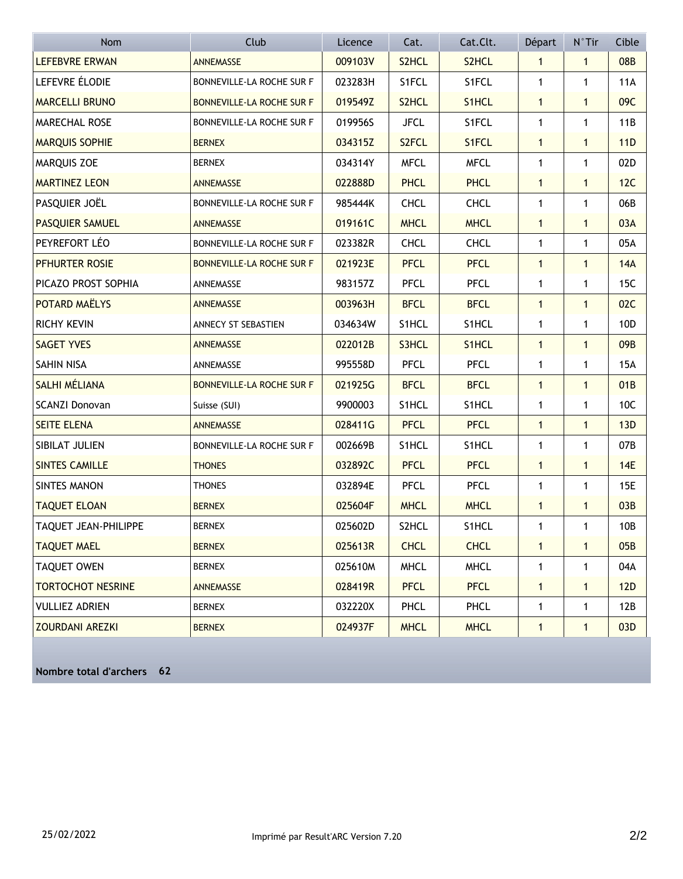| Nom | Club | Licence | Cat. | Cat.Clt. | Départ | N°Tir | Cible |
|---|---|---|---|---|---|---|---|
| LEFEBVRE ERWAN | ANNEMASSE | 009103V | S2HCL | S2HCL | 1 | 1 | 08B |
| LEFEVRE ÉLODIE | BONNEVILLE-LA ROCHE SUR F | 023283H | S1FCL | S1FCL | 1 | 1 | 11A |
| MARCELLI BRUNO | BONNEVILLE-LA ROCHE SUR F | 019549Z | S2HCL | S1HCL | 1 | 1 | 09C |
| MARECHAL ROSE | BONNEVILLE-LA ROCHE SUR F | 019956S | JFCL | S1FCL | 1 | 1 | 11B |
| MARQUIS SOPHIE | BERNEX | 034315Z | S2FCL | S1FCL | 1 | 1 | 11D |
| MARQUIS ZOE | BERNEX | 034314Y | MFCL | MFCL | 1 | 1 | 02D |
| MARTINEZ LEON | ANNEMASSE | 022888D | PHCL | PHCL | 1 | 1 | 12C |
| PASQUIER JOËL | BONNEVILLE-LA ROCHE SUR F | 985444K | CHCL | CHCL | 1 | 1 | 06B |
| PASQUIER SAMUEL | ANNEMASSE | 019161C | MHCL | MHCL | 1 | 1 | 03A |
| PEYREFORT LÉO | BONNEVILLE-LA ROCHE SUR F | 023382R | CHCL | CHCL | 1 | 1 | 05A |
| PFHURTER ROSIE | BONNEVILLE-LA ROCHE SUR F | 021923E | PFCL | PFCL | 1 | 1 | 14A |
| PICAZO PROST SOPHIA | ANNEMASSE | 983157Z | PFCL | PFCL | 1 | 1 | 15C |
| POTARD MAËLYS | ANNEMASSE | 003963H | BFCL | BFCL | 1 | 1 | 02C |
| RICHY KEVIN | ANNECY ST SEBASTIEN | 034634W | S1HCL | S1HCL | 1 | 1 | 10D |
| SAGET YVES | ANNEMASSE | 022012B | S3HCL | S1HCL | 1 | 1 | 09B |
| SAHIN NISA | ANNEMASSE | 995558D | PFCL | PFCL | 1 | 1 | 15A |
| SALHI MÉLIANA | BONNEVILLE-LA ROCHE SUR F | 021925G | BFCL | BFCL | 1 | 1 | 01B |
| SCANZI Donovan | Suisse (SUI) | 9900003 | S1HCL | S1HCL | 1 | 1 | 10C |
| SEITE ELENA | ANNEMASSE | 028411G | PFCL | PFCL | 1 | 1 | 13D |
| SIBILAT JULIEN | BONNEVILLE-LA ROCHE SUR F | 002669B | S1HCL | S1HCL | 1 | 1 | 07B |
| SINTES CAMILLE | THONES | 032892C | PFCL | PFCL | 1 | 1 | 14E |
| SINTES MANON | THONES | 032894E | PFCL | PFCL | 1 | 1 | 15E |
| TAQUET ELOAN | BERNEX | 025604F | MHCL | MHCL | 1 | 1 | 03B |
| TAQUET JEAN-PHILIPPE | BERNEX | 025602D | S2HCL | S1HCL | 1 | 1 | 10B |
| TAQUET MAEL | BERNEX | 025613R | CHCL | CHCL | 1 | 1 | 05B |
| TAQUET OWEN | BERNEX | 025610M | MHCL | MHCL | 1 | 1 | 04A |
| TORTOCHOT NESRINE | ANNEMASSE | 028419R | PFCL | PFCL | 1 | 1 | 12D |
| VULLIEZ ADRIEN | BERNEX | 032220X | PHCL | PHCL | 1 | 1 | 12B |
| ZOURDANI AREZKI | BERNEX | 024937F | MHCL | MHCL | 1 | 1 | 03D |

**Nombre total d'archers 62**

25/02/2022 Imprimé par Result'ARC Version 7.20